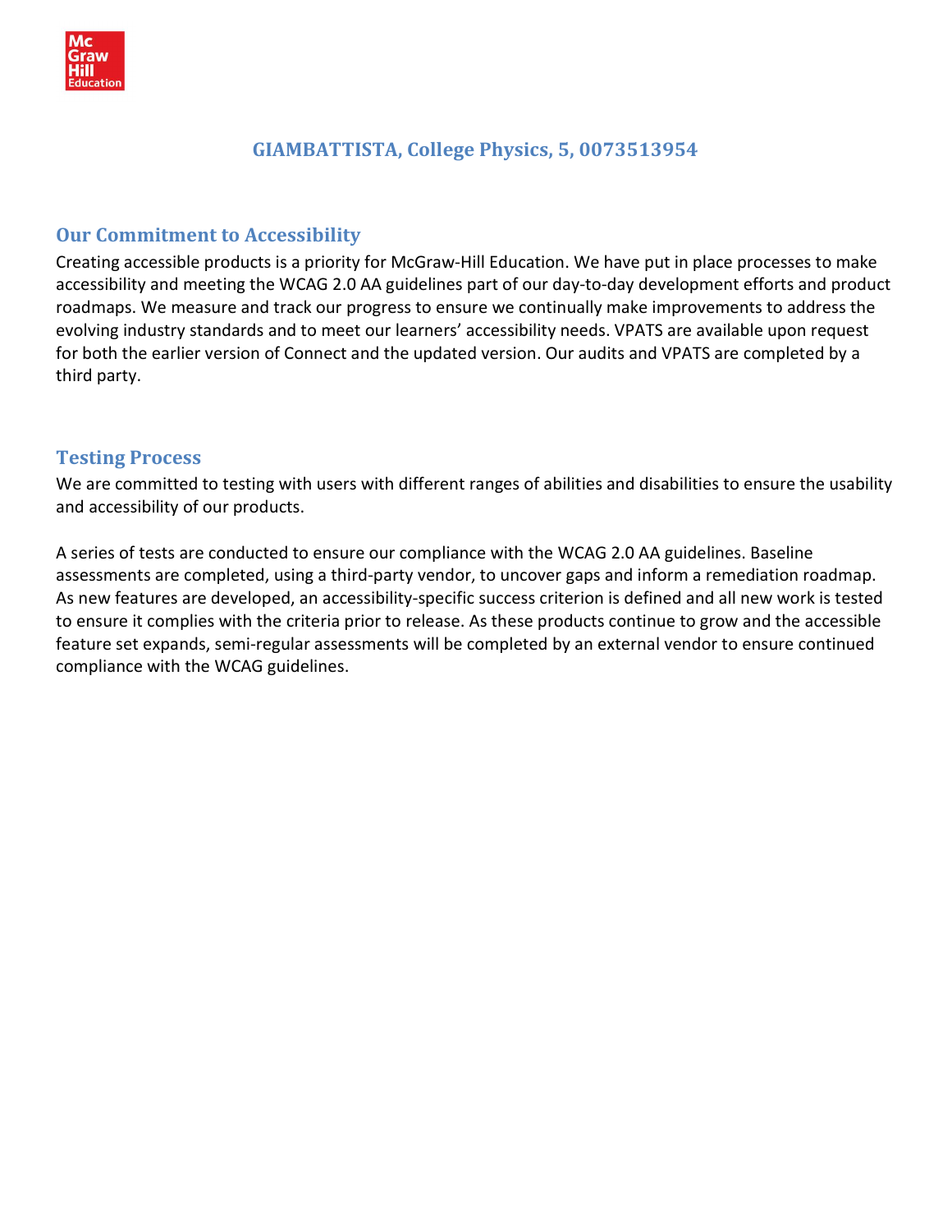# GIAMBATTISTA, College Physics, 5, 0073513954

## Our Commitment to Accessibility

Creating accessible products is a priority for McGraw-Hill Education. We have put in place processes to make accessibility and meeting the WCAG 2.0 AA guidelines part of our day-to-day development efforts and product roadmaps. We measure and track our progress to ensure we continually make improvements to address the evolving industry standards and to meet our learners' accessibility needs. VPATS are available upon request for both the earlier version of Connect and the updated version. Our audits and VPATS are completed by a third party.

## Testing Process

We are committed to testing with users with different ranges of abilities and disabilities to ensure the usability and accessibility of our products.

A series of tests are conducted to ensure our compliance with the WCAG 2.0 AA guidelines. Baseline assessments are completed, using a third-party vendor, to uncover gaps and inform a remediation roadmap. As new features are developed, an accessibility-specific success criterion is defined and all new work is tested to ensure it complies with the criteria prior to release. As these products continue to grow and the accessible feature set expands, semi-regular assessments will be completed by an external vendor to ensure continued compliance with the WCAG guidelines.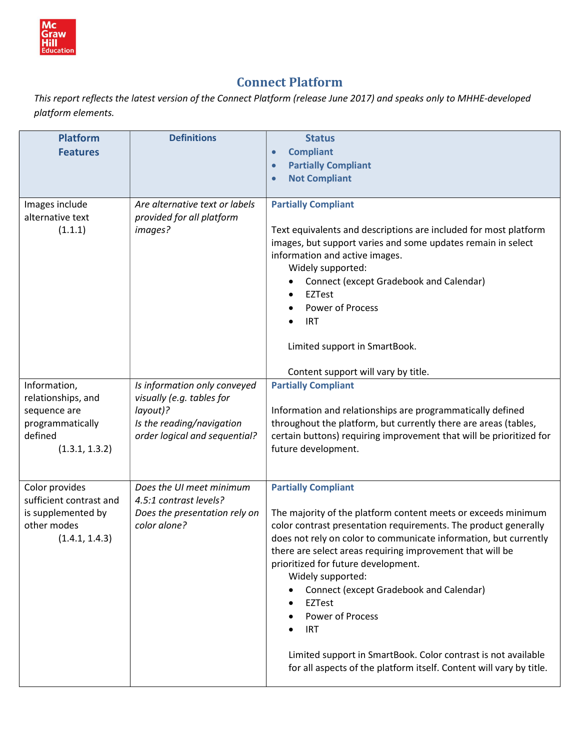# Connect Platform

*This report reflects the latest version of the Connect Platform (release June 2017) and speaks only to MHHE-developed platform elements.*

| Platform Features | Definitions | Status<br>• Compliant<br>• Partially Compliant<br>• Not Compliant |
|---|---|---|
| Images include alternative text (1.1.1) | *Are alternative text or labels provided for all platform images?* | **Partially Compliant**<br><br>Text equivalents and descriptions are included for most platform images, but support varies and some updates remain in select information and active images.<br>Widely supported:<br>• Connect (except Gradebook and Calendar)<br>• EZTest<br>• Power of Process<br>• IRT<br><br>Limited support in SmartBook.<br><br>Content support will vary by title. |
| Information, relationships, and sequence are programmatically defined (1.3.1, 1.3.2) | *Is information only conveyed visually (e.g. tables for layout)?*<br>*Is the reading/navigation order logical and sequential?* | **Partially Compliant**<br><br>Information and relationships are programmatically defined throughout the platform, but currently there are areas (tables, certain buttons) requiring improvement that will be prioritized for future development. |
| Color provides sufficient contrast and is supplemented by other modes (1.4.1, 1.4.3) | *Does the UI meet minimum 4.5:1 contrast levels?*<br>*Does the presentation rely on color alone?* | **Partially Compliant**<br><br>The majority of the platform content meets or exceeds minimum color contrast presentation requirements. The product generally does not rely on color to communicate information, but currently there are select areas requiring improvement that will be prioritized for future development.<br>Widely supported:<br>• Connect (except Gradebook and Calendar)<br>• EZTest<br>• Power of Process<br>• IRT<br><br>Limited support in SmartBook. Color contrast is not available for all aspects of the platform itself. Content will vary by title. |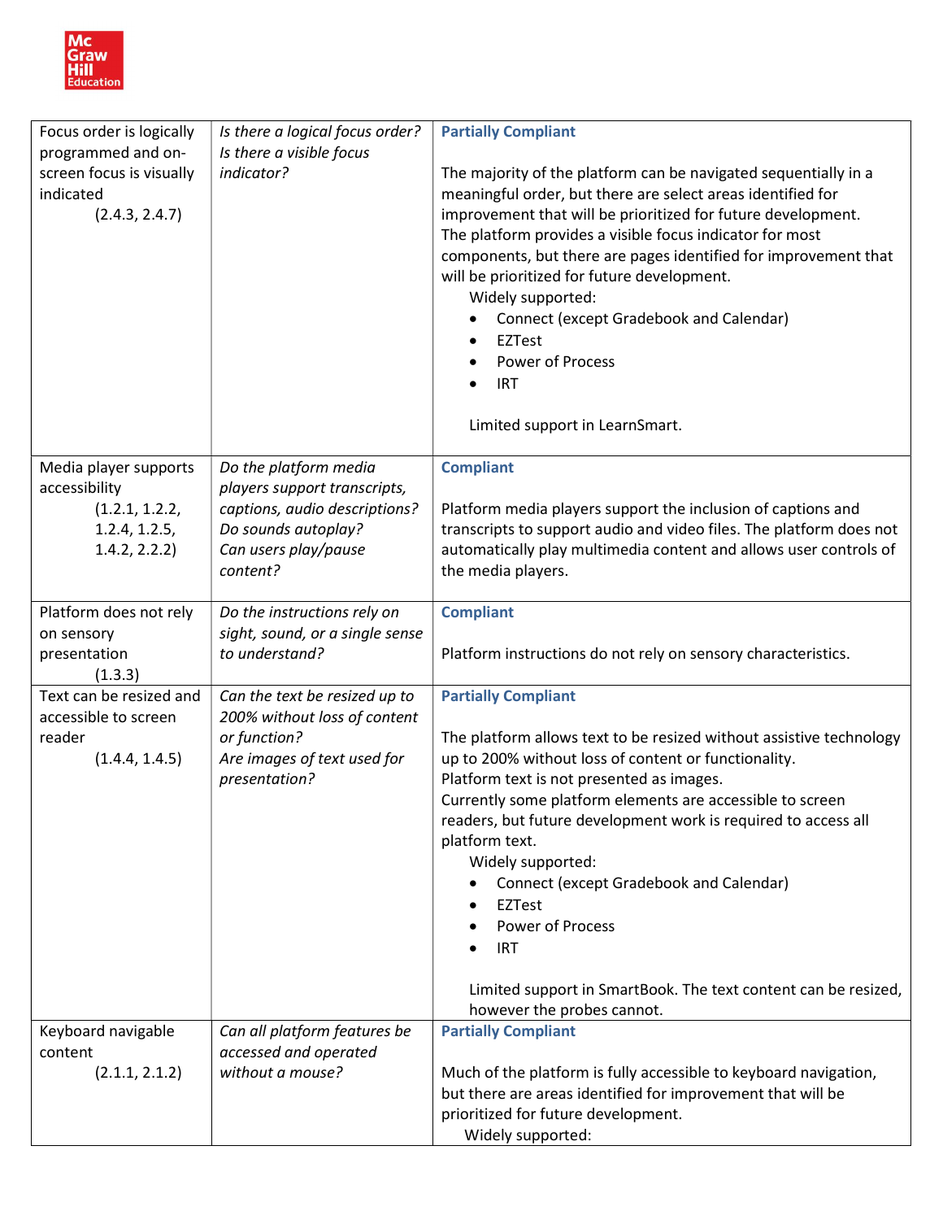| | | |
|---|---|---|
| Focus order is logically programmed and on-screen focus is visually indicated (2.4.3, 2.4.7) | *Is there a logical focus order? Is there a visible focus indicator?* | **Partially Compliant**<br><br>The majority of the platform can be navigated sequentially in a meaningful order, but there are select areas identified for improvement that will be prioritized for future development. The platform provides a visible focus indicator for most components, but there are pages identified for improvement that will be prioritized for future development.<br>Widely supported:<br>• Connect (except Gradebook and Calendar)<br>• EZTest<br>• Power of Process<br>• IRT<br><br>Limited support in LearnSmart. |
| Media player supports accessibility (1.2.1, 1.2.2, 1.2.4, 1.2.5, 1.4.2, 2.2.2) | *Do the platform media players support transcripts, captions, audio descriptions? Do sounds autoplay? Can users play/pause content?* | **Compliant**<br><br>Platform media players support the inclusion of captions and transcripts to support audio and video files. The platform does not automatically play multimedia content and allows user controls of the media players. |
| Platform does not rely on sensory presentation (1.3.3) | *Do the instructions rely on sight, sound, or a single sense to understand?* | **Compliant**<br><br>Platform instructions do not rely on sensory characteristics. |
| Text can be resized and accessible to screen reader (1.4.4, 1.4.5) | *Can the text be resized up to 200% without loss of content or function? Are images of text used for presentation?* | **Partially Compliant**<br><br>The platform allows text to be resized without assistive technology up to 200% without loss of content or functionality.<br>Platform text is not presented as images.<br>Currently some platform elements are accessible to screen readers, but future development work is required to access all platform text.<br>Widely supported:<br>• Connect (except Gradebook and Calendar)<br>• EZTest<br>• Power of Process<br>• IRT<br><br>Limited support in SmartBook. The text content can be resized, however the probes cannot. |
| Keyboard navigable content (2.1.1, 2.1.2) | *Can all platform features be accessed and operated without a mouse?* | **Partially Compliant**<br><br>Much of the platform is fully accessible to keyboard navigation, but there are areas identified for improvement that will be prioritized for future development.<br>Widely supported: |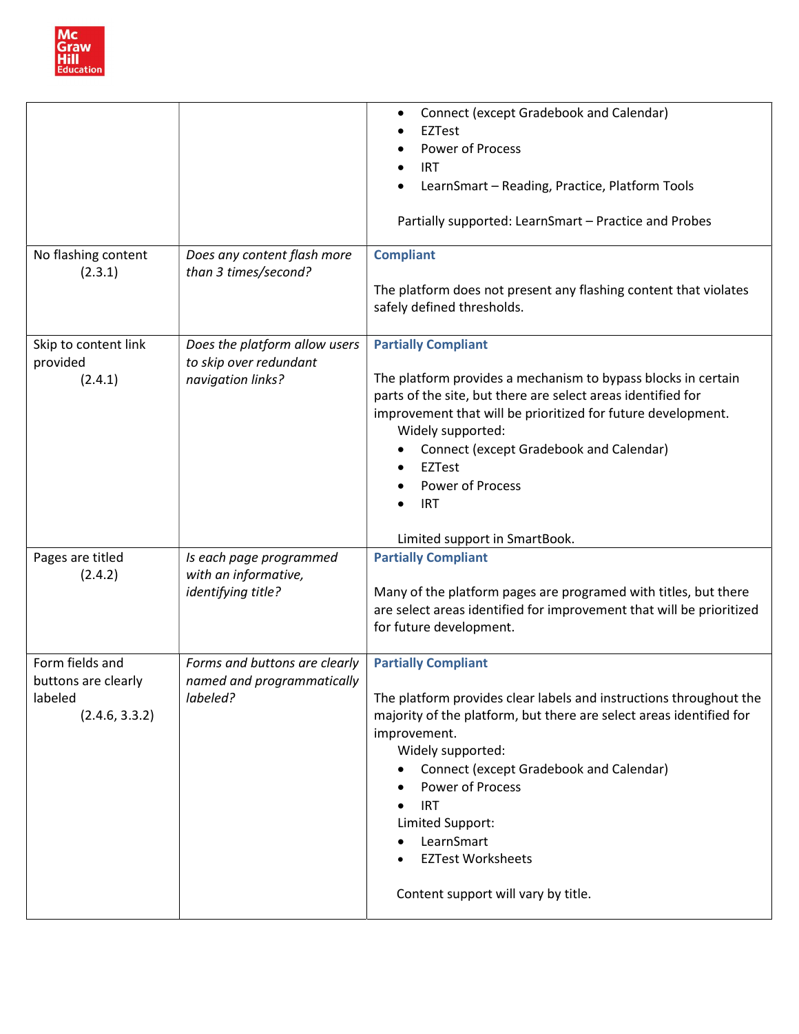| | | |
|---|---|---|
| | | • Connect (except Gradebook and Calendar)<br>• EZTest<br>• Power of Process<br>• IRT<br>• LearnSmart – Reading, Practice, Platform Tools<br><br>Partially supported: LearnSmart – Practice and Probes |
| No flashing content (2.3.1) | *Does any content flash more than 3 times/second?* | **Compliant**<br><br>The platform does not present any flashing content that violates safely defined thresholds. |
| Skip to content link provided (2.4.1) | *Does the platform allow users to skip over redundant navigation links?* | **Partially Compliant**<br><br>The platform provides a mechanism to bypass blocks in certain parts of the site, but there are select areas identified for improvement that will be prioritized for future development.<br>Widely supported:<br>• Connect (except Gradebook and Calendar)<br>• EZTest<br>• Power of Process<br>• IRT<br><br>Limited support in SmartBook. |
| Pages are titled (2.4.2) | *Is each page programmed with an informative, identifying title?* | **Partially Compliant**<br><br>Many of the platform pages are programed with titles, but there are select areas identified for improvement that will be prioritized for future development. |
| Form fields and buttons are clearly labeled (2.4.6, 3.3.2) | *Forms and buttons are clearly named and programmatically labeled?* | **Partially Compliant**<br><br>The platform provides clear labels and instructions throughout the majority of the platform, but there are select areas identified for improvement.<br>Widely supported:<br>• Connect (except Gradebook and Calendar)<br>• Power of Process<br>• IRT<br>Limited Support:<br>• LearnSmart<br>• EZTest Worksheets<br><br>Content support will vary by title. |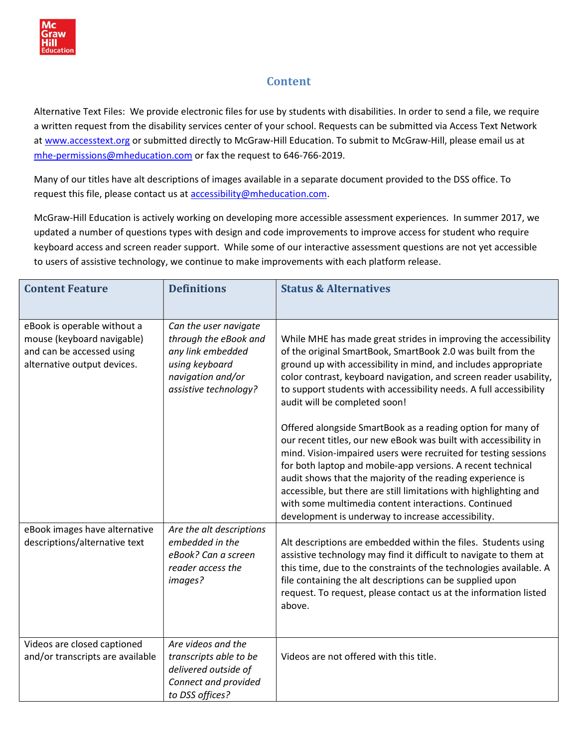## Content

Alternative Text Files: We provide electronic files for use by students with disabilities. In order to send a file, we require a written request from the disability services center of your school. Requests can be submitted via Access Text Network at [www.accesstext.org](http://www.accesstext.org) or submitted directly to McGraw-Hill Education. To submit to McGraw-Hill, please email us at [mhe-permissions@mheducation.com](mailto:mhe-permissions@mheducation.com) or fax the request to 646-766-2019.

Many of our titles have alt descriptions of images available in a separate document provided to the DSS office. To request this file, please contact us at [accessibility@mheducation.com](mailto:accessibility@mheducation.com).

McGraw-Hill Education is actively working on developing more accessible assessment experiences. In summer 2017, we updated a number of questions types with design and code improvements to improve access for student who require keyboard access and screen reader support. While some of our interactive assessment questions are not yet accessible to users of assistive technology, we continue to make improvements with each platform release.

| Content Feature | Definitions | Status & Alternatives |
|---|---|---|
| eBook is operable without a mouse (keyboard navigable) and can be accessed using alternative output devices. | *Can the user navigate through the eBook and any link embedded using keyboard navigation and/or assistive technology?* | While MHE has made great strides in improving the accessibility of the original SmartBook, SmartBook 2.0 was built from the ground up with accessibility in mind, and includes appropriate color contrast, keyboard navigation, and screen reader usability, to support students with accessibility needs. A full accessibility audit will be completed soon!<br><br>Offered alongside SmartBook as a reading option for many of our recent titles, our new eBook was built with accessibility in mind. Vision-impaired users were recruited for testing sessions for both laptop and mobile-app versions. A recent technical audit shows that the majority of the reading experience is accessible, but there are still limitations with highlighting and with some multimedia content interactions. Continued development is underway to increase accessibility. |
| eBook images have alternative descriptions/alternative text | *Are the alt descriptions embedded in the eBook? Can a screen reader access the images?* | Alt descriptions are embedded within the files. Students using assistive technology may find it difficult to navigate to them at this time, due to the constraints of the technologies available. A file containing the alt descriptions can be supplied upon request. To request, please contact us at the information listed above. |
| Videos are closed captioned and/or transcripts are available | *Are videos and the transcripts able to be delivered outside of Connect and provided to DSS offices?* | Videos are not offered with this title. |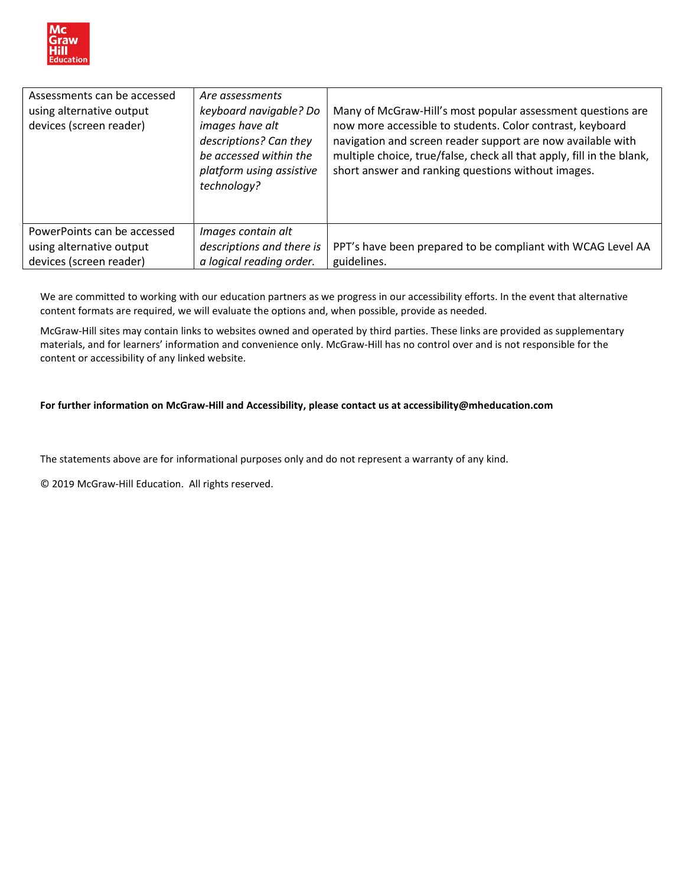| | | |
|---|---|---|
| Assessments can be accessed using alternative output devices (screen reader) | *Are assessments keyboard navigable? Do images have alt descriptions? Can they be accessed within the platform using assistive technology?* | Many of McGraw-Hill's most popular assessment questions are now more accessible to students. Color contrast, keyboard navigation and screen reader support are now available with multiple choice, true/false, check all that apply, fill in the blank, short answer and ranking questions without images. |
| PowerPoints can be accessed using alternative output devices (screen reader) | *Images contain alt descriptions and there is a logical reading order.* | PPT's have been prepared to be compliant with WCAG Level AA guidelines. |

We are committed to working with our education partners as we progress in our accessibility efforts. In the event that alternative content formats are required, we will evaluate the options and, when possible, provide as needed.

McGraw-Hill sites may contain links to websites owned and operated by third parties. These links are provided as supplementary materials, and for learners' information and convenience only. McGraw-Hill has no control over and is not responsible for the content or accessibility of any linked website.

**For further information on McGraw-Hill and Accessibility, please contact us at accessibility@mheducation.com**

The statements above are for informational purposes only and do not represent a warranty of any kind.

© 2019 McGraw-Hill Education. All rights reserved.